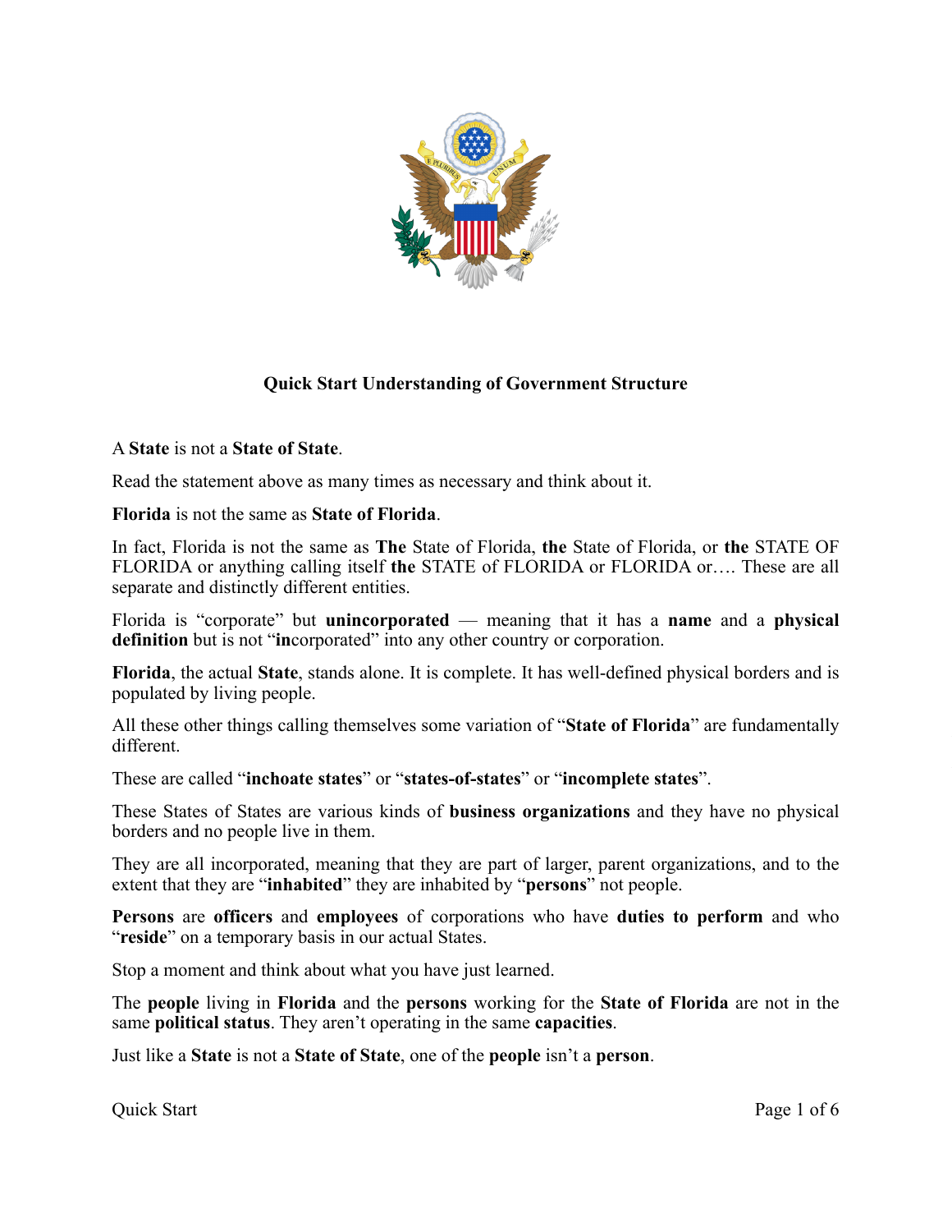## Quick Start Understanding of Government Structure

A **State** is not a **State of State**.

Read the statement above as many times as necessary and think about it.

**Florida** is not the same as **State of Florida**.

In fact, Florida is not the same as **The** State of Florida, **the** State of Florida, or **the** STATE OF FLORIDA or anything calling itself **the** STATE of FLORIDA or FLORIDA or…. These are all separate and distinctly different entities.

Florida is "corporate" but **unincorporated** — meaning that it has a **name** and a **physical definition** but is not "**in**corporated" into any other country or corporation.

**Florida**, the actual **State**, stands alone. It is complete. It has well-defined physical borders and is populated by living people.

All these other things calling themselves some variation of "**State of Florida**" are fundamentally different.

These are called "**inchoate states**" or "**states-of-states**" or "**incomplete states**".

These States of States are various kinds of **business organizations** and they have no physical borders and no people live in them.

They are all incorporated, meaning that they are part of larger, parent organizations, and to the extent that they are "**inhabited**" they are inhabited by "**persons**" not people.

**Persons** are **officers** and **employees** of corporations who have **duties to perform** and who "**reside**" on a temporary basis in our actual States.

Stop a moment and think about what you have just learned.

The **people** living in **Florida** and the **persons** working for the **State of Florida** are not in the same **political status**. They aren't operating in the same **capacities**.

Just like a **State** is not a **State of State**, one of the **people** isn't a **person**.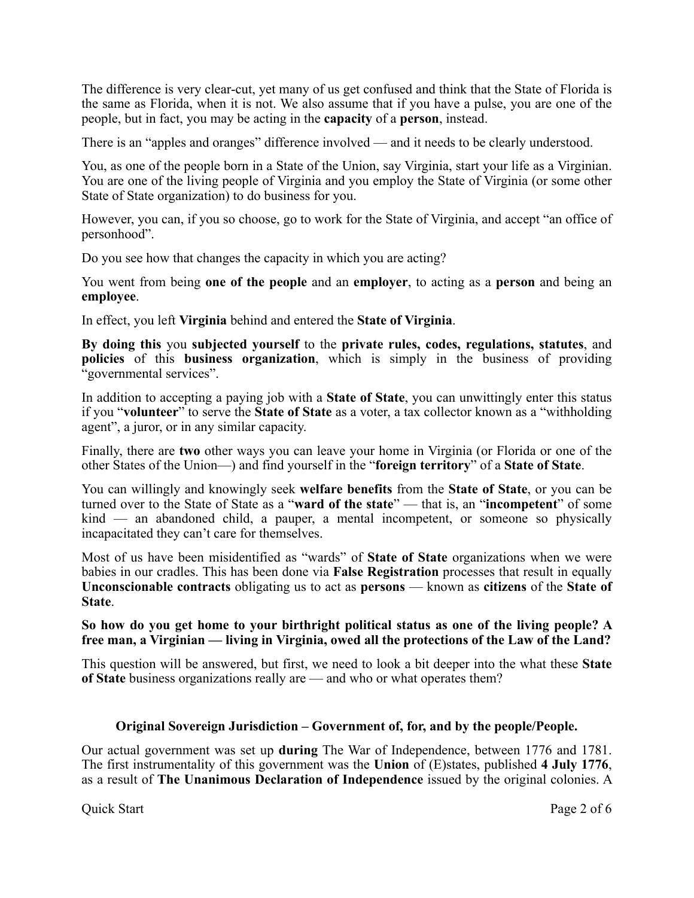The difference is very clear-cut, yet many of us get confused and think that the State of Florida is the same as Florida, when it is not. We also assume that if you have a pulse, you are one of the people, but in fact, you may be acting in the **capacity** of a **person**, instead.

There is an "apples and oranges" difference involved — and it needs to be clearly understood.

You, as one of the people born in a State of the Union, say Virginia, start your life as a Virginian. You are one of the living people of Virginia and you employ the State of Virginia (or some other State of State organization) to do business for you.

However, you can, if you so choose, go to work for the State of Virginia, and accept "an office of personhood".

Do you see how that changes the capacity in which you are acting?

You went from being **one of the people** and an **employer**, to acting as a **person** and being an **employee**.

In effect, you left **Virginia** behind and entered the **State of Virginia**.

**By doing this** you **subjected yourself** to the **private rules, codes, regulations, statutes**, and **policies** of this **business organization**, which is simply in the business of providing "governmental services".

In addition to accepting a paying job with a **State of State**, you can unwittingly enter this status if you "**volunteer**" to serve the **State of State** as a voter, a tax collector known as a "withholding agent", a juror, or in any similar capacity.

Finally, there are **two** other ways you can leave your home in Virginia (or Florida or one of the other States of the Union—) and find yourself in the "**foreign territory**" of a **State of State**.

You can willingly and knowingly seek **welfare benefits** from the **State of State**, or you can be turned over to the State of State as a "**ward of the state**" — that is, an "**incompetent**" of some kind — an abandoned child, a pauper, a mental incompetent, or someone so physically incapacitated they can't care for themselves.

Most of us have been misidentified as "wards" of **State of State** organizations when we were babies in our cradles. This has been done via **False Registration** processes that result in equally **Unconscionable contracts** obligating us to act as **persons** — known as **citizens** of the **State of State**.

**So how do you get home to your birthright political status as one of the living people? A free man, a Virginian — living in Virginia, owed all the protections of the Law of the Land?**

This question will be answered, but first, we need to look a bit deeper into the what these **State of State** business organizations really are — and who or what operates them?

### Original Sovereign Jurisdiction – Government of, for, and by the people/People.

Our actual government was set up **during** The War of Independence, between 1776 and 1781. The first instrumentality of this government was the **Union** of (E)states, published **4 July 1776**, as a result of **The Unanimous Declaration of Independence** issued by the original colonies. A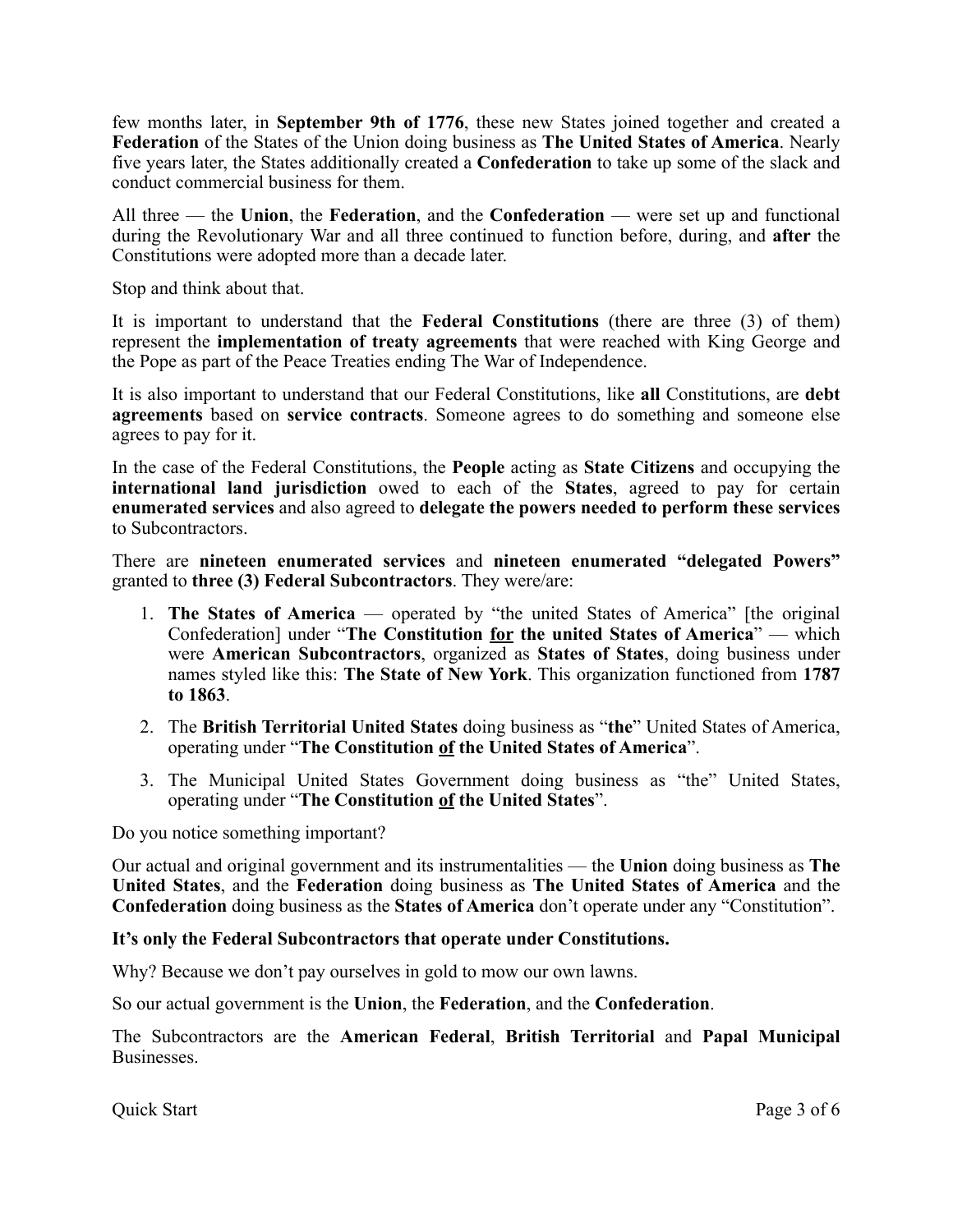few months later, in **September 9th of 1776**, these new States joined together and created a **Federation** of the States of the Union doing business as **The United States of America**. Nearly five years later, the States additionally created a **Confederation** to take up some of the slack and conduct commercial business for them.

All three — the **Union**, the **Federation**, and the **Confederation** — were set up and functional during the Revolutionary War and all three continued to function before, during, and **after** the Constitutions were adopted more than a decade later.

Stop and think about that.

It is important to understand that the **Federal Constitutions** (there are three (3) of them) represent the **implementation of treaty agreements** that were reached with King George and the Pope as part of the Peace Treaties ending The War of Independence.

It is also important to understand that our Federal Constitutions, like **all** Constitutions, are **debt agreements** based on **service contracts**. Someone agrees to do something and someone else agrees to pay for it.

In the case of the Federal Constitutions, the **People** acting as **State Citizens** and occupying the **international land jurisdiction** owed to each of the **States**, agreed to pay for certain **enumerated services** and also agreed to **delegate the powers needed to perform these services** to Subcontractors.

There are **nineteen enumerated services** and **nineteen enumerated "delegated Powers"** granted to **three (3) Federal Subcontractors**. They were/are:

1. **The States of America** — operated by "the united States of America" [the original Confederation] under "**The Constitution <u>for</u> the united States of America**" — which were **American Subcontractors**, organized as **States of States**, doing business under names styled like this: **The State of New York**. This organization functioned from **1787 to 1863**.
2. The **British Territorial United States** doing business as "**the**" United States of America, operating under "**The Constitution <u>of</u> the United States of America**".
3. The Municipal United States Government doing business as "the" United States, operating under "**The Constitution <u>of</u> the United States**".

Do you notice something important?

Our actual and original government and its instrumentalities — the **Union** doing business as **The United States**, and the **Federation** doing business as **The United States of America** and the **Confederation** doing business as the **States of America** don't operate under any "Constitution".

**It's only the Federal Subcontractors that operate under Constitutions.**

Why? Because we don't pay ourselves in gold to mow our own lawns.

So our actual government is the **Union**, the **Federation**, and the **Confederation**.

The Subcontractors are the **American Federal**, **British Territorial** and **Papal Municipal** Businesses.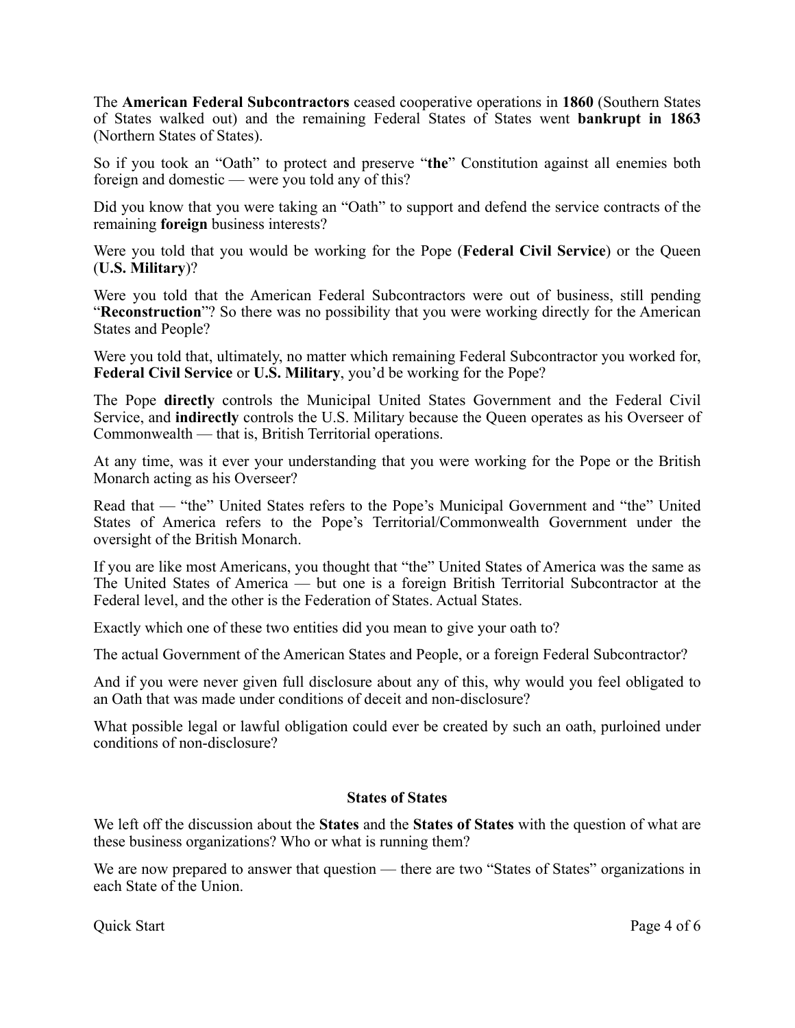The **American Federal Subcontractors** ceased cooperative operations in **1860** (Southern States of States walked out) and the remaining Federal States of States went **bankrupt in 1863** (Northern States of States).

So if you took an "Oath" to protect and preserve "**the**" Constitution against all enemies both foreign and domestic — were you told any of this?

Did you know that you were taking an "Oath" to support and defend the service contracts of the remaining **foreign** business interests?

Were you told that you would be working for the Pope (**Federal Civil Service**) or the Queen (**U.S. Military**)?

Were you told that the American Federal Subcontractors were out of business, still pending "**Reconstruction**"? So there was no possibility that you were working directly for the American States and People?

Were you told that, ultimately, no matter which remaining Federal Subcontractor you worked for, **Federal Civil Service** or **U.S. Military**, you'd be working for the Pope?

The Pope **directly** controls the Municipal United States Government and the Federal Civil Service, and **indirectly** controls the U.S. Military because the Queen operates as his Overseer of Commonwealth — that is, British Territorial operations.

At any time, was it ever your understanding that you were working for the Pope or the British Monarch acting as his Overseer?

Read that — "the" United States refers to the Pope's Municipal Government and "the" United States of America refers to the Pope's Territorial/Commonwealth Government under the oversight of the British Monarch.

If you are like most Americans, you thought that "the" United States of America was the same as The United States of America — but one is a foreign British Territorial Subcontractor at the Federal level, and the other is the Federation of States. Actual States.

Exactly which one of these two entities did you mean to give your oath to?

The actual Government of the American States and People, or a foreign Federal Subcontractor?

And if you were never given full disclosure about any of this, why would you feel obligated to an Oath that was made under conditions of deceit and non-disclosure?

What possible legal or lawful obligation could ever be created by such an oath, purloined under conditions of non-disclosure?

### States of States

We left off the discussion about the **States** and the **States of States** with the question of what are these business organizations? Who or what is running them?

We are now prepared to answer that question — there are two "States of States" organizations in each State of the Union.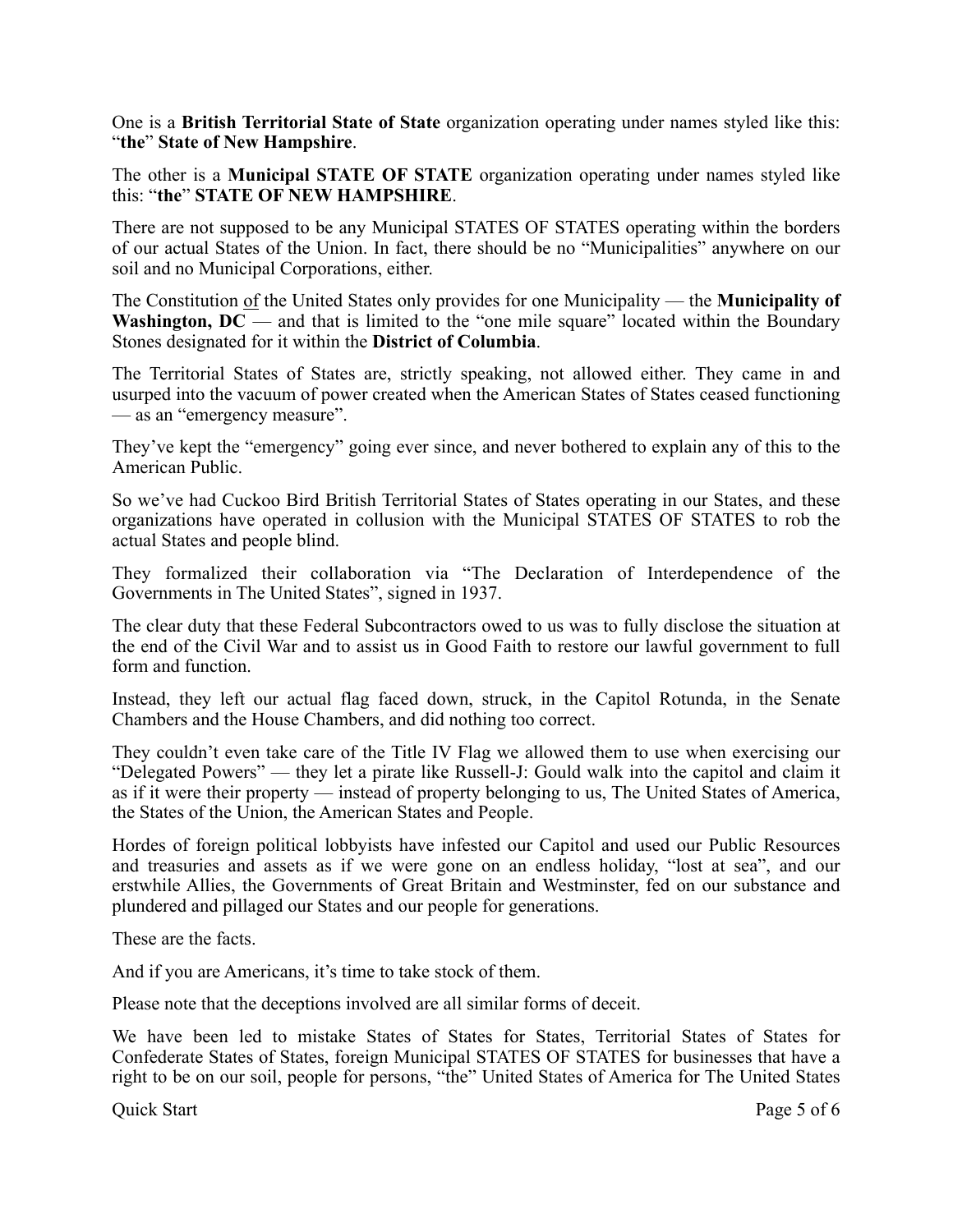One is a **British Territorial State of State** organization operating under names styled like this: "**the**" **State of New Hampshire**.

The other is a **Municipal STATE OF STATE** organization operating under names styled like this: "**the**" **STATE OF NEW HAMPSHIRE**.

There are not supposed to be any Municipal STATES OF STATES operating within the borders of our actual States of the Union. In fact, there should be no "Municipalities" anywhere on our soil and no Municipal Corporations, either.

The Constitution <u>of</u> the United States only provides for one Municipality — the **Municipality of Washington, DC** — and that is limited to the "one mile square" located within the Boundary Stones designated for it within the **District of Columbia**.

The Territorial States of States are, strictly speaking, not allowed either. They came in and usurped into the vacuum of power created when the American States of States ceased functioning — as an "emergency measure".

They've kept the "emergency" going ever since, and never bothered to explain any of this to the American Public.

So we've had Cuckoo Bird British Territorial States of States operating in our States, and these organizations have operated in collusion with the Municipal STATES OF STATES to rob the actual States and people blind.

They formalized their collaboration via "The Declaration of Interdependence of the Governments in The United States", signed in 1937.

The clear duty that these Federal Subcontractors owed to us was to fully disclose the situation at the end of the Civil War and to assist us in Good Faith to restore our lawful government to full form and function.

Instead, they left our actual flag faced down, struck, in the Capitol Rotunda, in the Senate Chambers and the House Chambers, and did nothing too correct.

They couldn't even take care of the Title IV Flag we allowed them to use when exercising our "Delegated Powers" — they let a pirate like Russell-J: Gould walk into the capitol and claim it as if it were their property — instead of property belonging to us, The United States of America, the States of the Union, the American States and People.

Hordes of foreign political lobbyists have infested our Capitol and used our Public Resources and treasuries and assets as if we were gone on an endless holiday, "lost at sea", and our erstwhile Allies, the Governments of Great Britain and Westminster, fed on our substance and plundered and pillaged our States and our people for generations.

These are the facts.

And if you are Americans, it's time to take stock of them.

Please note that the deceptions involved are all similar forms of deceit.

We have been led to mistake States of States for States, Territorial States of States for Confederate States of States, foreign Municipal STATES OF STATES for businesses that have a right to be on our soil, people for persons, "the" United States of America for The United States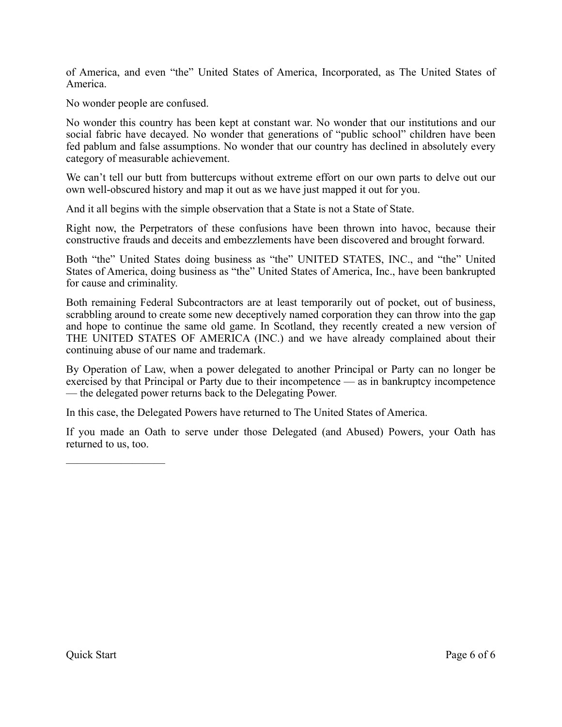of America, and even "the" United States of America, Incorporated, as The United States of America.

No wonder people are confused.

No wonder this country has been kept at constant war. No wonder that our institutions and our social fabric have decayed. No wonder that generations of "public school" children have been fed pablum and false assumptions. No wonder that our country has declined in absolutely every category of measurable achievement.

We can't tell our butt from buttercups without extreme effort on our own parts to delve out our own well-obscured history and map it out as we have just mapped it out for you.

And it all begins with the simple observation that a State is not a State of State.

Right now, the Perpetrators of these confusions have been thrown into havoc, because their constructive frauds and deceits and embezzlements have been discovered and brought forward.

Both "the" United States doing business as "the" UNITED STATES, INC., and "the" United States of America, doing business as "the" United States of America, Inc., have been bankrupted for cause and criminality.

Both remaining Federal Subcontractors are at least temporarily out of pocket, out of business, scrabbling around to create some new deceptively named corporation they can throw into the gap and hope to continue the same old game. In Scotland, they recently created a new version of THE UNITED STATES OF AMERICA (INC.) and we have already complained about their continuing abuse of our name and trademark.

By Operation of Law, when a power delegated to another Principal or Party can no longer be exercised by that Principal or Party due to their incompetence — as in bankruptcy incompetence — the delegated power returns back to the Delegating Power.

In this case, the Delegated Powers have returned to The United States of America.

If you made an Oath to serve under those Delegated (and Abused) Powers, your Oath has returned to us, too.

---